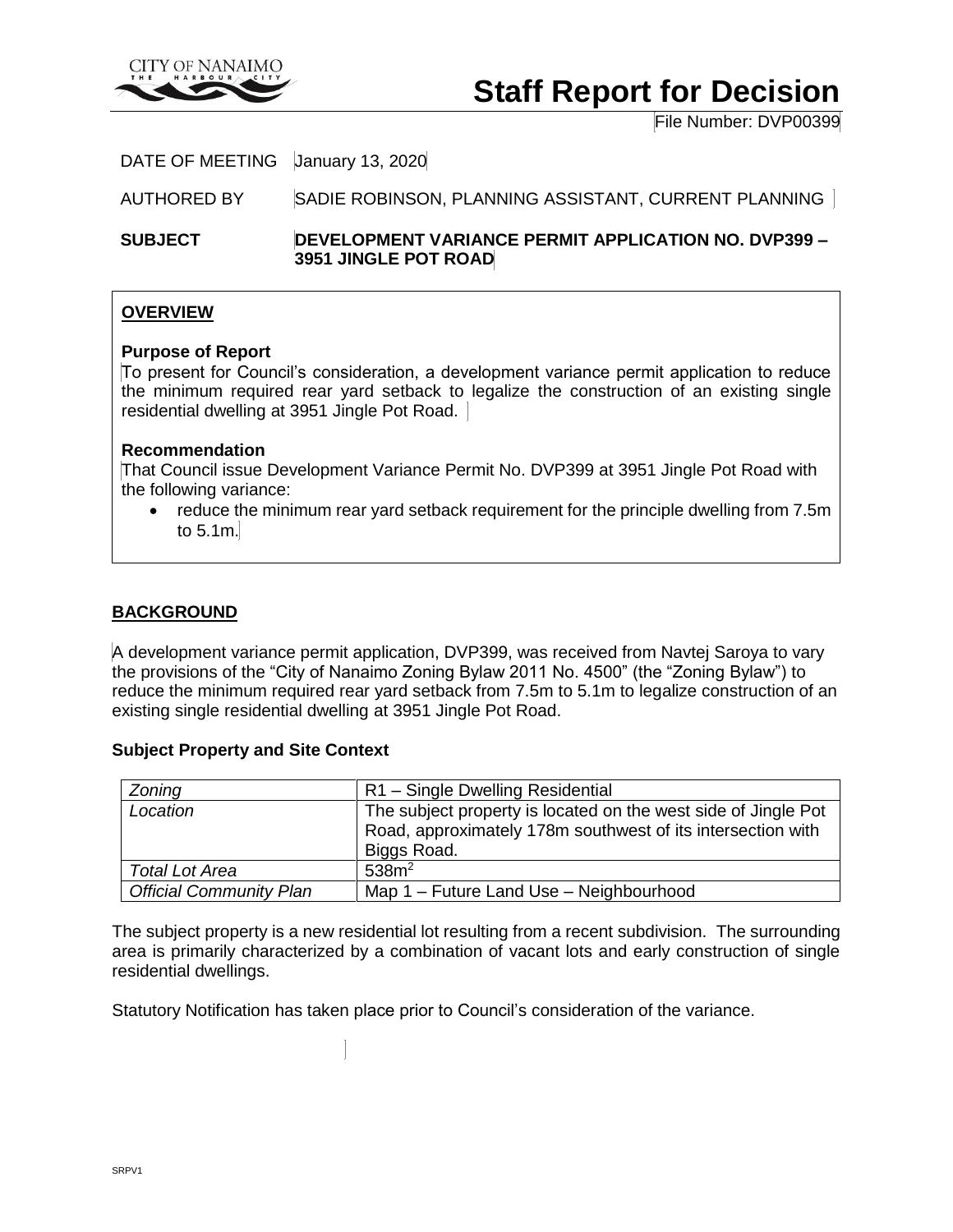# Staff Report for Decision

File Number: DVP00399

DATE OF MEETING January 13, 2020

AUTHORED BY SADIE ROBINSON, PLANNING ASSISTANT, CURRENT PLANNING

**SUBJECT** **DEVELOPMENT VARIANCE PERMIT APPLICATION NO. DVP399 – 3951 JINGLE POT ROAD**

## OVERVIEW

### Purpose of Report

To present for Council's consideration, a development variance permit application to reduce the minimum required rear yard setback to legalize the construction of an existing single residential dwelling at 3951 Jingle Pot Road.

### Recommendation

That Council issue Development Variance Permit No. DVP399 at 3951 Jingle Pot Road with the following variance:

- reduce the minimum rear yard setback requirement for the principle dwelling from 7.5m to 5.1m.

## BACKGROUND

A development variance permit application, DVP399, was received from Navtej Saroya to vary the provisions of the "City of Nanaimo Zoning Bylaw 2011 No. 4500" (the "Zoning Bylaw") to reduce the minimum required rear yard setback from 7.5m to 5.1m to legalize construction of an existing single residential dwelling at 3951 Jingle Pot Road.

### Subject Property and Site Context

| | |
|---|---|
| *Zoning* | R1 – Single Dwelling Residential |
| *Location* | The subject property is located on the west side of Jingle Pot Road, approximately 178m southwest of its intersection with Biggs Road. |
| *Total Lot Area* | 538m$^2$ |
| *Official Community Plan* | Map 1 – Future Land Use – Neighbourhood |

The subject property is a new residential lot resulting from a recent subdivision. The surrounding area is primarily characterized by a combination of vacant lots and early construction of single residential dwellings.

Statutory Notification has taken place prior to Council's consideration of the variance.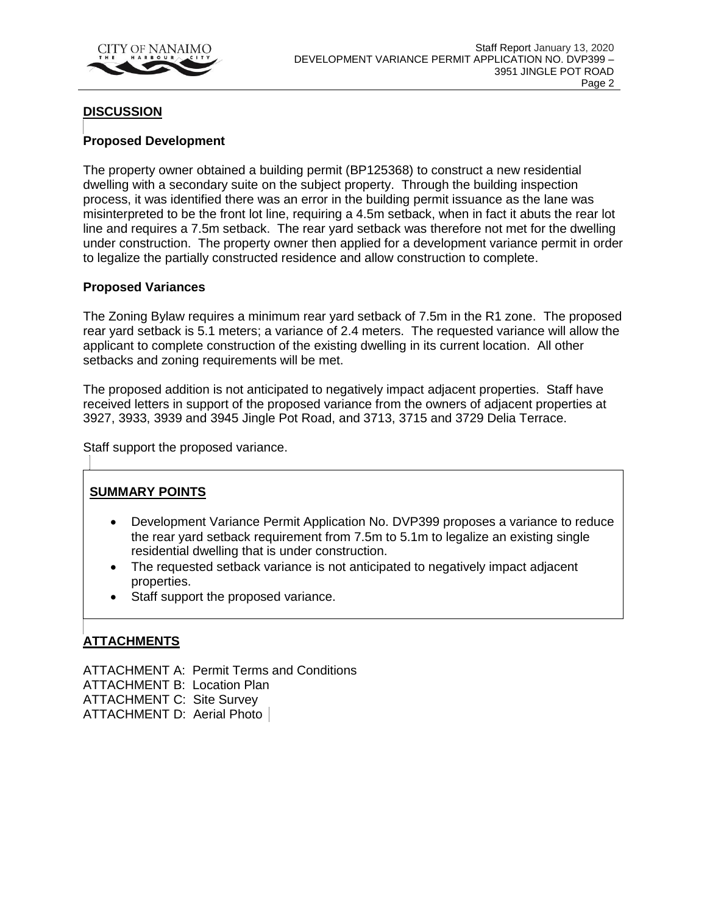## DISCUSSION

### Proposed Development

The property owner obtained a building permit (BP125368) to construct a new residential dwelling with a secondary suite on the subject property. Through the building inspection process, it was identified there was an error in the building permit issuance as the lane was misinterpreted to be the front lot line, requiring a 4.5m setback, when in fact it abuts the rear lot line and requires a 7.5m setback. The rear yard setback was therefore not met for the dwelling under construction. The property owner then applied for a development variance permit in order to legalize the partially constructed residence and allow construction to complete.

### Proposed Variances

The Zoning Bylaw requires a minimum rear yard setback of 7.5m in the R1 zone. The proposed rear yard setback is 5.1 meters; a variance of 2.4 meters. The requested variance will allow the applicant to complete construction of the existing dwelling in its current location. All other setbacks and zoning requirements will be met.

The proposed addition is not anticipated to negatively impact adjacent properties. Staff have received letters in support of the proposed variance from the owners of adjacent properties at 3927, 3933, 3939 and 3945 Jingle Pot Road, and 3713, 3715 and 3729 Delia Terrace.

Staff support the proposed variance.

## SUMMARY POINTS

- Development Variance Permit Application No. DVP399 proposes a variance to reduce the rear yard setback requirement from 7.5m to 5.1m to legalize an existing single residential dwelling that is under construction.
- The requested setback variance is not anticipated to negatively impact adjacent properties.
- Staff support the proposed variance.

## ATTACHMENTS

ATTACHMENT A: Permit Terms and Conditions
ATTACHMENT B: Location Plan
ATTACHMENT C: Site Survey
ATTACHMENT D: Aerial Photo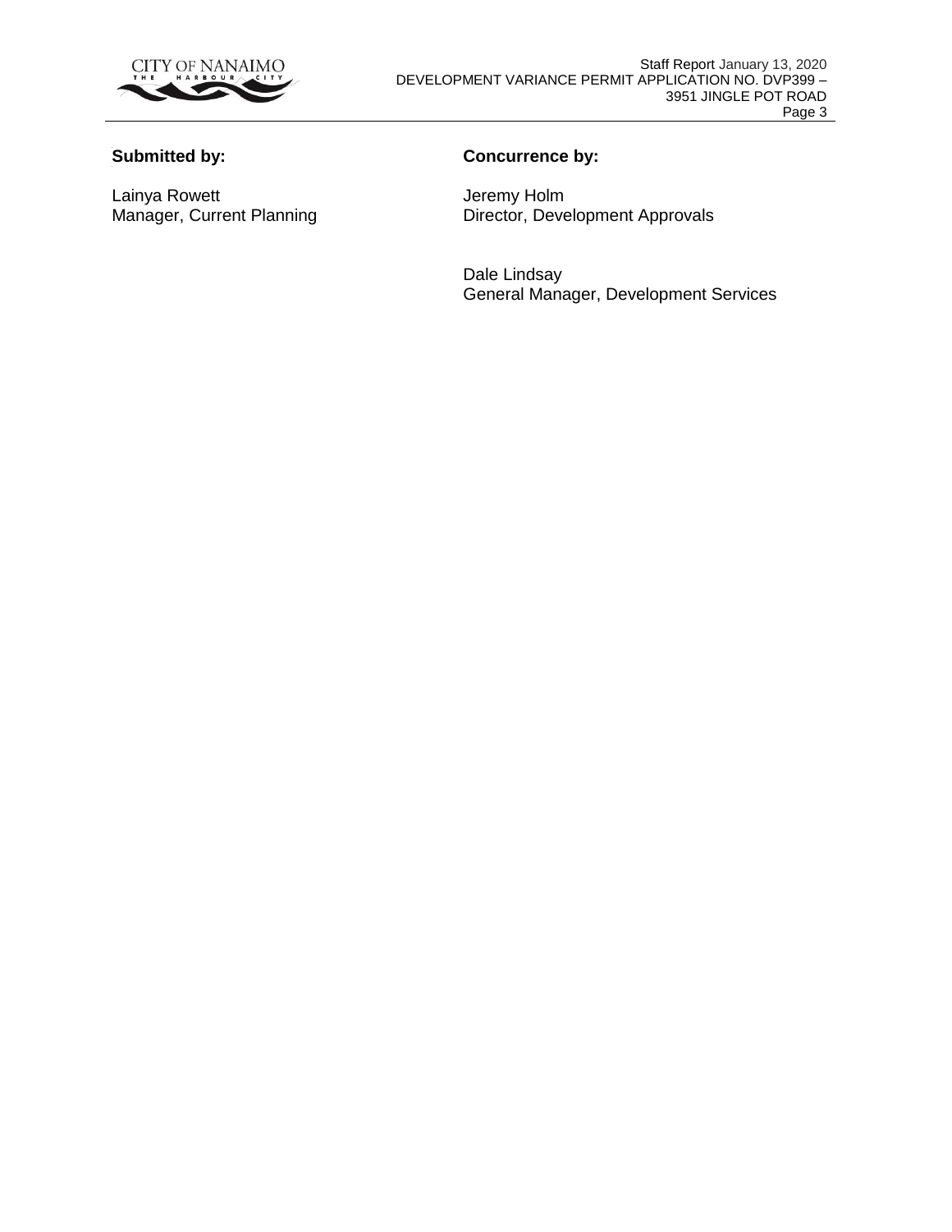**Submitted by:**

Lainya Rowett
Manager, Current Planning

**Concurrence by:**

Jeremy Holm
Director, Development Approvals

Dale Lindsay
General Manager, Development Services